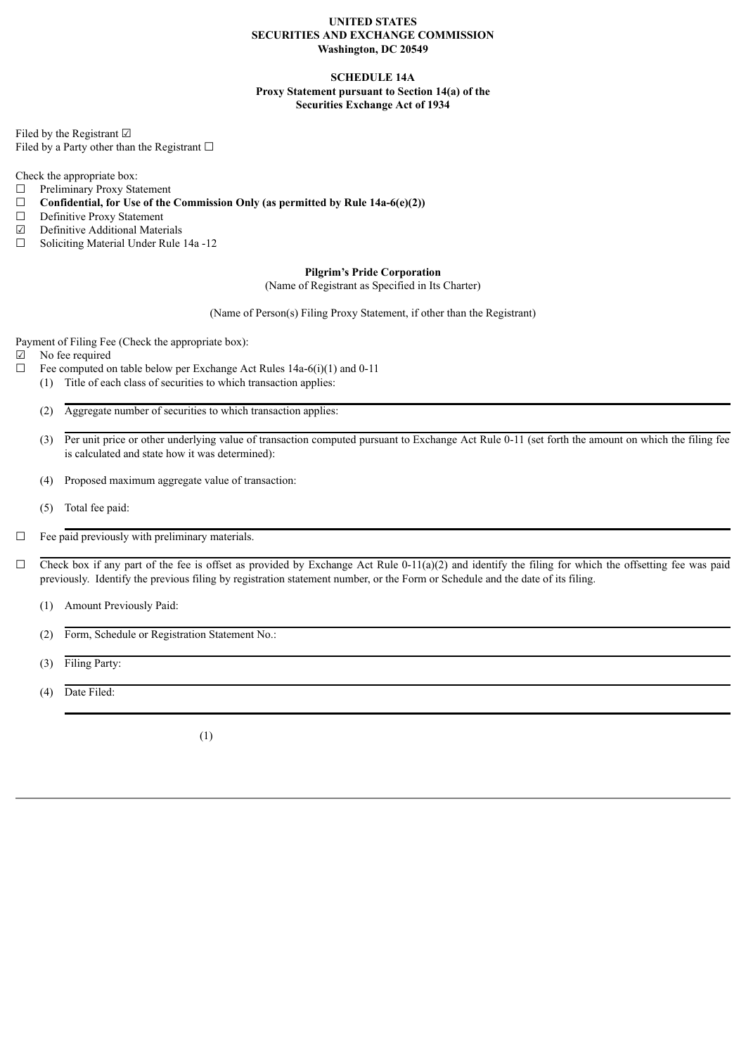**UNITED STATES**
**SECURITIES AND EXCHANGE COMMISSION**
**Washington, DC 20549**

**SCHEDULE 14A**
**Proxy Statement pursuant to Section 14(a) of the Securities Exchange Act of 1934**

Filed by the Registrant ☑
Filed by a Party other than the Registrant ☐

Check the appropriate box:
☐ Preliminary Proxy Statement
☐ **Confidential, for Use of the Commission Only (as permitted by Rule 14a-6(e)(2))**
☐ Definitive Proxy Statement
☑ Definitive Additional Materials
☐ Soliciting Material Under Rule 14a -12

**Pilgrim's Pride Corporation**
(Name of Registrant as Specified in Its Charter)

(Name of Person(s) Filing Proxy Statement, if other than the Registrant)

Payment of Filing Fee (Check the appropriate box):
☑ No fee required
☐ Fee computed on table below per Exchange Act Rules 14a-6(i)(1) and 0-11

(1) Title of each class of securities to which transaction applies:

(2) Aggregate number of securities to which transaction applies:

(3) Per unit price or other underlying value of transaction computed pursuant to Exchange Act Rule 0-11 (set forth the amount on which the filing fee is calculated and state how it was determined):

(4) Proposed maximum aggregate value of transaction:

(5) Total fee paid:

☐ Fee paid previously with preliminary materials.

☐ Check box if any part of the fee is offset as provided by Exchange Act Rule 0-11(a)(2) and identify the filing for which the offsetting fee was paid previously. Identify the previous filing by registration statement number, or the Form or Schedule and the date of its filing.

(1) Amount Previously Paid:

(2) Form, Schedule or Registration Statement No.:

(3) Filing Party:

(4) Date Filed:

(1)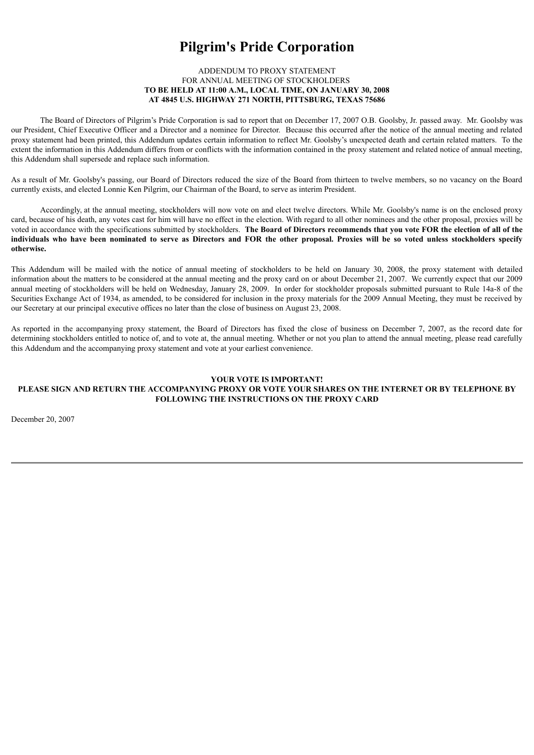# Pilgrim's Pride Corporation

ADDENDUM TO PROXY STATEMENT
FOR ANNUAL MEETING OF STOCKHOLDERS
**TO BE HELD AT 11:00 A.M., LOCAL TIME, ON JANUARY 30, 2008**
**AT 4845 U.S. HIGHWAY 271 NORTH, PITTSBURG, TEXAS 75686**

The Board of Directors of Pilgrim's Pride Corporation is sad to report that on December 17, 2007 O.B. Goolsby, Jr. passed away. Mr. Goolsby was our President, Chief Executive Officer and a Director and a nominee for Director. Because this occurred after the notice of the annual meeting and related proxy statement had been printed, this Addendum updates certain information to reflect Mr. Goolsby's unexpected death and certain related matters. To the extent the information in this Addendum differs from or conflicts with the information contained in the proxy statement and related notice of annual meeting, this Addendum shall supersede and replace such information.

As a result of Mr. Goolsby's passing, our Board of Directors reduced the size of the Board from thirteen to twelve members, so no vacancy on the Board currently exists, and elected Lonnie Ken Pilgrim, our Chairman of the Board, to serve as interim President.

Accordingly, at the annual meeting, stockholders will now vote on and elect twelve directors. While Mr. Goolsby's name is on the enclosed proxy card, because of his death, any votes cast for him will have no effect in the election. With regard to all other nominees and the other proposal, proxies will be voted in accordance with the specifications submitted by stockholders. **The Board of Directors recommends that you vote FOR the election of all of the individuals who have been nominated to serve as Directors and FOR the other proposal. Proxies will be so voted unless stockholders specify otherwise.**

This Addendum will be mailed with the notice of annual meeting of stockholders to be held on January 30, 2008, the proxy statement with detailed information about the matters to be considered at the annual meeting and the proxy card on or about December 21, 2007. We currently expect that our 2009 annual meeting of stockholders will be held on Wednesday, January 28, 2009. In order for stockholder proposals submitted pursuant to Rule 14a-8 of the Securities Exchange Act of 1934, as amended, to be considered for inclusion in the proxy materials for the 2009 Annual Meeting, they must be received by our Secretary at our principal executive offices no later than the close of business on August 23, 2008.

As reported in the accompanying proxy statement, the Board of Directors has fixed the close of business on December 7, 2007, as the record date for determining stockholders entitled to notice of, and to vote at, the annual meeting. Whether or not you plan to attend the annual meeting, please read carefully this Addendum and the accompanying proxy statement and vote at your earliest convenience.

**YOUR VOTE IS IMPORTANT!**
**PLEASE SIGN AND RETURN THE ACCOMPANYING PROXY OR VOTE YOUR SHARES ON THE INTERNET OR BY TELEPHONE BY FOLLOWING THE INSTRUCTIONS ON THE PROXY CARD**

December 20, 2007